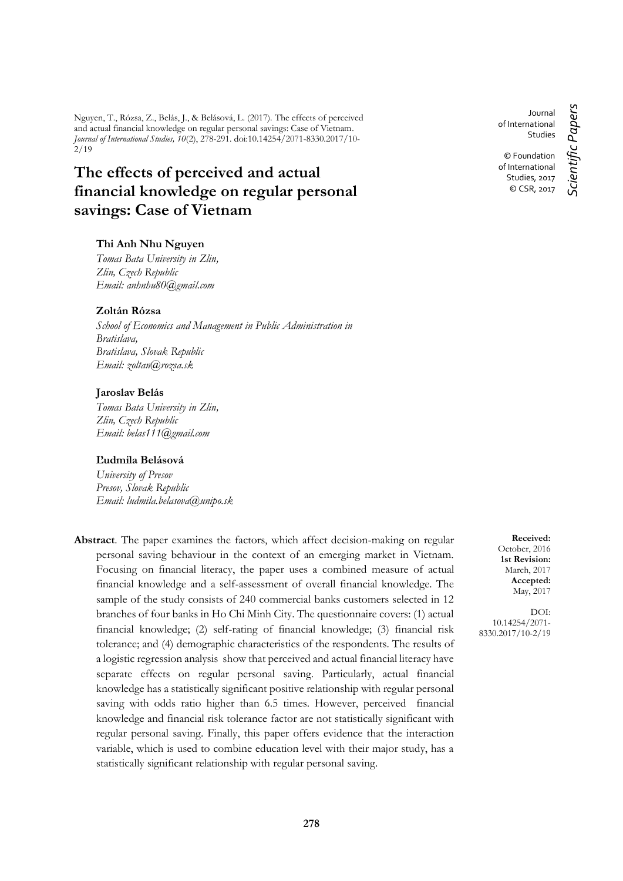Nguyen, T., Rózsa, Z., Belás, J., & Belásová, L. (2017). The effects of perceived and actual financial knowledge on regular personal savings: Case of Vietnam. *Journal of International Studies, 10*(2), 278-291. doi:10.14254/2071-8330.2017/10-2/19

Journal of International Studies

© Foundation of International Studies, 2017
© CSR, 2017

*Scientific Papers*

# The effects of perceived and actual financial knowledge on regular personal savings: Case of Vietnam

**Thi Anh Nhu Nguyen**
*Tomas Bata University in Zlin,*
*Zlin, Czech Republic*
*Email: anhnhu80@gmail.com*

**Zoltán Rózsa**
*School of Economics and Management in Public Administration in Bratislava,*
*Bratislava, Slovak Republic*
*Email: zoltan@rozsa.sk*

**Jaroslav Belás**
*Tomas Bata University in Zlin,*
*Zlin, Czech Republic*
*Email: belas111@gmail.com*

**Ľudmila Belásová**
*University of Presov*
*Presov, Slovak Republic*
*Email: ludmila.belasova@unipo.sk*

**Received:** October, 2016
**1st Revision:** March, 2017
**Accepted:** May, 2017

DOI: 10.14254/2071-8330.2017/10-2/19

**Abstract**. The paper examines the factors, which affect decision-making on regular personal saving behaviour in the context of an emerging market in Vietnam. Focusing on financial literacy, the paper uses a combined measure of actual financial knowledge and a self-assessment of overall financial knowledge. The sample of the study consists of 240 commercial banks customers selected in 12 branches of four banks in Ho Chi Minh City. The questionnaire covers: (1) actual financial knowledge; (2) self-rating of financial knowledge; (3) financial risk tolerance; and (4) demographic characteristics of the respondents. The results of a logistic regression analysis show that perceived and actual financial literacy have separate effects on regular personal saving. Particularly, actual financial knowledge has a statistically significant positive relationship with regular personal saving with odds ratio higher than 6.5 times. However, perceived financial knowledge and financial risk tolerance factor are not statistically significant with regular personal saving. Finally, this paper offers evidence that the interaction variable, which is used to combine education level with their major study, has a statistically significant relationship with regular personal saving.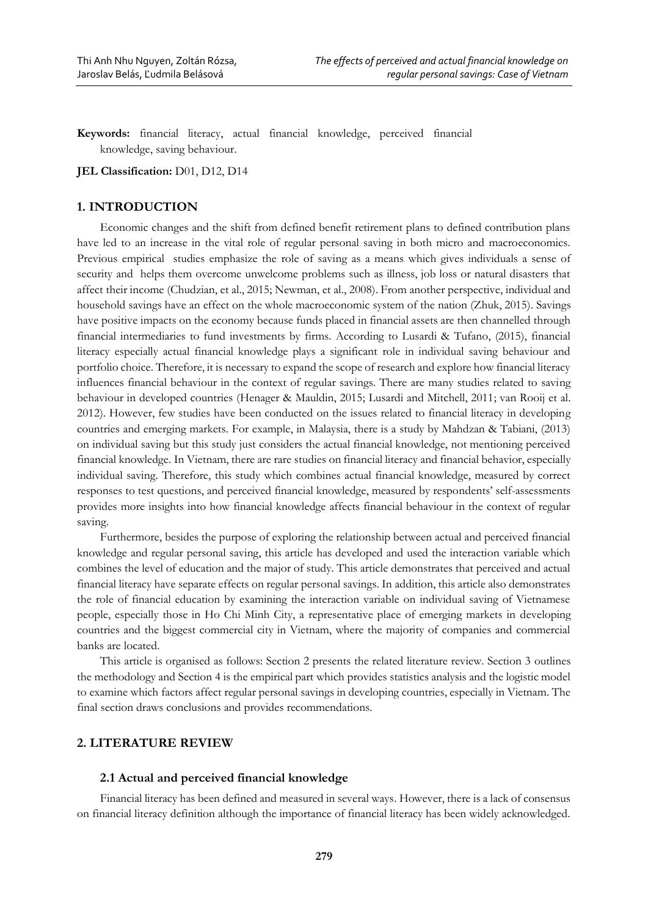**Keywords:** financial literacy, actual financial knowledge, perceived financial knowledge, saving behaviour.

**JEL Classification:** D01, D12, D14

## 1. INTRODUCTION

Economic changes and the shift from defined benefit retirement plans to defined contribution plans have led to an increase in the vital role of regular personal saving in both micro and macroeconomics. Previous empirical studies emphasize the role of saving as a means which gives individuals a sense of security and helps them overcome unwelcome problems such as illness, job loss or natural disasters that affect their income (Chudzian, et al., 2015; Newman, et al., 2008). From another perspective, individual and household savings have an effect on the whole macroeconomic system of the nation (Zhuk, 2015). Savings have positive impacts on the economy because funds placed in financial assets are then channelled through financial intermediaries to fund investments by firms. According to Lusardi & Tufano, (2015), financial literacy especially actual financial knowledge plays a significant role in individual saving behaviour and portfolio choice. Therefore, it is necessary to expand the scope of research and explore how financial literacy influences financial behaviour in the context of regular savings. There are many studies related to saving behaviour in developed countries (Henager & Mauldin, 2015; Lusardi and Mitchell, 2011; van Rooij et al. 2012). However, few studies have been conducted on the issues related to financial literacy in developing countries and emerging markets. For example, in Malaysia, there is a study by Mahdzan & Tabiani, (2013) on individual saving but this study just considers the actual financial knowledge, not mentioning perceived financial knowledge. In Vietnam, there are rare studies on financial literacy and financial behavior, especially individual saving. Therefore, this study which combines actual financial knowledge, measured by correct responses to test questions, and perceived financial knowledge, measured by respondents' self-assessments provides more insights into how financial knowledge affects financial behaviour in the context of regular saving.

Furthermore, besides the purpose of exploring the relationship between actual and perceived financial knowledge and regular personal saving, this article has developed and used the interaction variable which combines the level of education and the major of study. This article demonstrates that perceived and actual financial literacy have separate effects on regular personal savings. In addition, this article also demonstrates the role of financial education by examining the interaction variable on individual saving of Vietnamese people, especially those in Ho Chi Minh City, a representative place of emerging markets in developing countries and the biggest commercial city in Vietnam, where the majority of companies and commercial banks are located.

This article is organised as follows: Section 2 presents the related literature review. Section 3 outlines the methodology and Section 4 is the empirical part which provides statistics analysis and the logistic model to examine which factors affect regular personal savings in developing countries, especially in Vietnam. The final section draws conclusions and provides recommendations.

## 2. LITERATURE REVIEW

### 2.1 Actual and perceived financial knowledge

Financial literacy has been defined and measured in several ways. However, there is a lack of consensus on financial literacy definition although the importance of financial literacy has been widely acknowledged.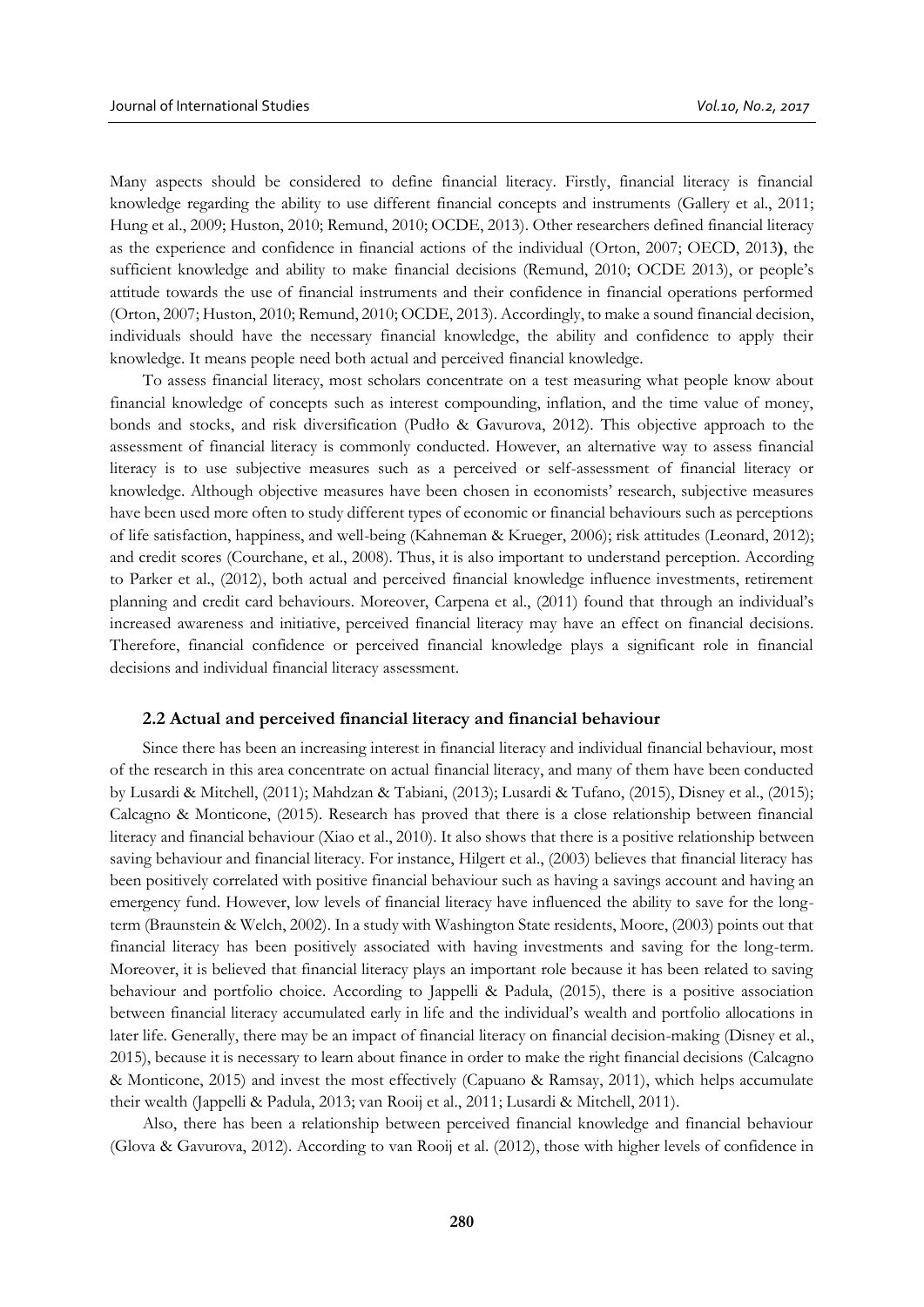Many aspects should be considered to define financial literacy. Firstly, financial literacy is financial knowledge regarding the ability to use different financial concepts and instruments (Gallery et al., 2011; Hung et al., 2009; Huston, 2010; Remund, 2010; OCDE, 2013). Other researchers defined financial literacy as the experience and confidence in financial actions of the individual (Orton, 2007; OECD, 2013**)**, the sufficient knowledge and ability to make financial decisions (Remund, 2010; OCDE 2013), or people's attitude towards the use of financial instruments and their confidence in financial operations performed (Orton, 2007; Huston, 2010; Remund, 2010; OCDE, 2013). Accordingly, to make a sound financial decision, individuals should have the necessary financial knowledge, the ability and confidence to apply their knowledge. It means people need both actual and perceived financial knowledge.

To assess financial literacy, most scholars concentrate on a test measuring what people know about financial knowledge of concepts such as interest compounding, inflation, and the time value of money, bonds and stocks, and risk diversification (Pudło & Gavurova, 2012). This objective approach to the assessment of financial literacy is commonly conducted. However, an alternative way to assess financial literacy is to use subjective measures such as a perceived or self-assessment of financial literacy or knowledge. Although objective measures have been chosen in economists' research, subjective measures have been used more often to study different types of economic or financial behaviours such as perceptions of life satisfaction, happiness, and well-being (Kahneman & Krueger, 2006); risk attitudes (Leonard, 2012); and credit scores (Courchane, et al., 2008). Thus, it is also important to understand perception. According to Parker et al., (2012), both actual and perceived financial knowledge influence investments, retirement planning and credit card behaviours. Moreover, Carpena et al., (2011) found that through an individual's increased awareness and initiative, perceived financial literacy may have an effect on financial decisions. Therefore, financial confidence or perceived financial knowledge plays a significant role in financial decisions and individual financial literacy assessment.

### 2.2 Actual and perceived financial literacy and financial behaviour

Since there has been an increasing interest in financial literacy and individual financial behaviour, most of the research in this area concentrate on actual financial literacy, and many of them have been conducted by Lusardi & Mitchell, (2011); Mahdzan & Tabiani, (2013); Lusardi & Tufano, (2015), Disney et al., (2015); Calcagno & Monticone, (2015). Research has proved that there is a close relationship between financial literacy and financial behaviour (Xiao et al., 2010). It also shows that there is a positive relationship between saving behaviour and financial literacy. For instance, Hilgert et al., (2003) believes that financial literacy has been positively correlated with positive financial behaviour such as having a savings account and having an emergency fund. However, low levels of financial literacy have influenced the ability to save for the long-term (Braunstein & Welch, 2002). In a study with Washington State residents, Moore, (2003) points out that financial literacy has been positively associated with having investments and saving for the long-term. Moreover, it is believed that financial literacy plays an important role because it has been related to saving behaviour and portfolio choice. According to Jappelli & Padula, (2015), there is a positive association between financial literacy accumulated early in life and the individual's wealth and portfolio allocations in later life. Generally, there may be an impact of financial literacy on financial decision-making (Disney et al., 2015), because it is necessary to learn about finance in order to make the right financial decisions (Calcagno & Monticone, 2015) and invest the most effectively (Capuano & Ramsay, 2011), which helps accumulate their wealth (Jappelli & Padula, 2013; van Rooij et al., 2011; Lusardi & Mitchell, 2011).

Also, there has been a relationship between perceived financial knowledge and financial behaviour (Glova & Gavurova, 2012). According to van Rooij et al. (2012), those with higher levels of confidence in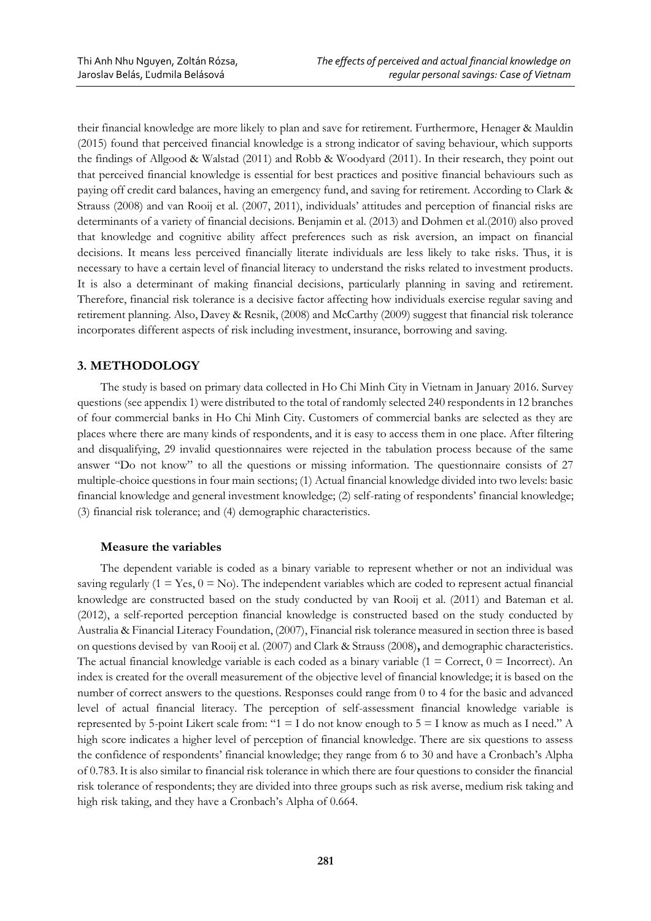their financial knowledge are more likely to plan and save for retirement. Furthermore, Henager & Mauldin (2015) found that perceived financial knowledge is a strong indicator of saving behaviour, which supports the findings of Allgood & Walstad (2011) and Robb & Woodyard (2011). In their research, they point out that perceived financial knowledge is essential for best practices and positive financial behaviours such as paying off credit card balances, having an emergency fund, and saving for retirement. According to Clark & Strauss (2008) and van Rooij et al. (2007, 2011), individuals' attitudes and perception of financial risks are determinants of a variety of financial decisions. Benjamin et al. (2013) and Dohmen et al.(2010) also proved that knowledge and cognitive ability affect preferences such as risk aversion, an impact on financial decisions. It means less perceived financially literate individuals are less likely to take risks. Thus, it is necessary to have a certain level of financial literacy to understand the risks related to investment products. It is also a determinant of making financial decisions, particularly planning in saving and retirement. Therefore, financial risk tolerance is a decisive factor affecting how individuals exercise regular saving and retirement planning. Also, Davey & Resnik, (2008) and McCarthy (2009) suggest that financial risk tolerance incorporates different aspects of risk including investment, insurance, borrowing and saving.

## 3. METHODOLOGY

The study is based on primary data collected in Ho Chi Minh City in Vietnam in January 2016. Survey questions (see appendix 1) were distributed to the total of randomly selected 240 respondents in 12 branches of four commercial banks in Ho Chi Minh City. Customers of commercial banks are selected as they are places where there are many kinds of respondents, and it is easy to access them in one place. After filtering and disqualifying, 29 invalid questionnaires were rejected in the tabulation process because of the same answer "Do not know" to all the questions or missing information. The questionnaire consists of 27 multiple-choice questions in four main sections; (1) Actual financial knowledge divided into two levels: basic financial knowledge and general investment knowledge; (2) self-rating of respondents' financial knowledge; (3) financial risk tolerance; and (4) demographic characteristics.

### Measure the variables

The dependent variable is coded as a binary variable to represent whether or not an individual was saving regularly (1 = Yes, 0 = No). The independent variables which are coded to represent actual financial knowledge are constructed based on the study conducted by van Rooij et al. (2011) and Bateman et al. (2012), a self-reported perception financial knowledge is constructed based on the study conducted by Australia & Financial Literacy Foundation, (2007), Financial risk tolerance measured in section three is based on questions devised by van Rooij et al. (2007) and Clark & Strauss (2008)**,** and demographic characteristics. The actual financial knowledge variable is each coded as a binary variable (1 = Correct, 0 = Incorrect). An index is created for the overall measurement of the objective level of financial knowledge; it is based on the number of correct answers to the questions. Responses could range from 0 to 4 for the basic and advanced level of actual financial literacy. The perception of self-assessment financial knowledge variable is represented by 5-point Likert scale from: "1 = I do not know enough to 5 = I know as much as I need." A high score indicates a higher level of perception of financial knowledge. There are six questions to assess the confidence of respondents' financial knowledge; they range from 6 to 30 and have a Cronbach's Alpha of 0.783. It is also similar to financial risk tolerance in which there are four questions to consider the financial risk tolerance of respondents; they are divided into three groups such as risk averse, medium risk taking and high risk taking, and they have a Cronbach's Alpha of 0.664.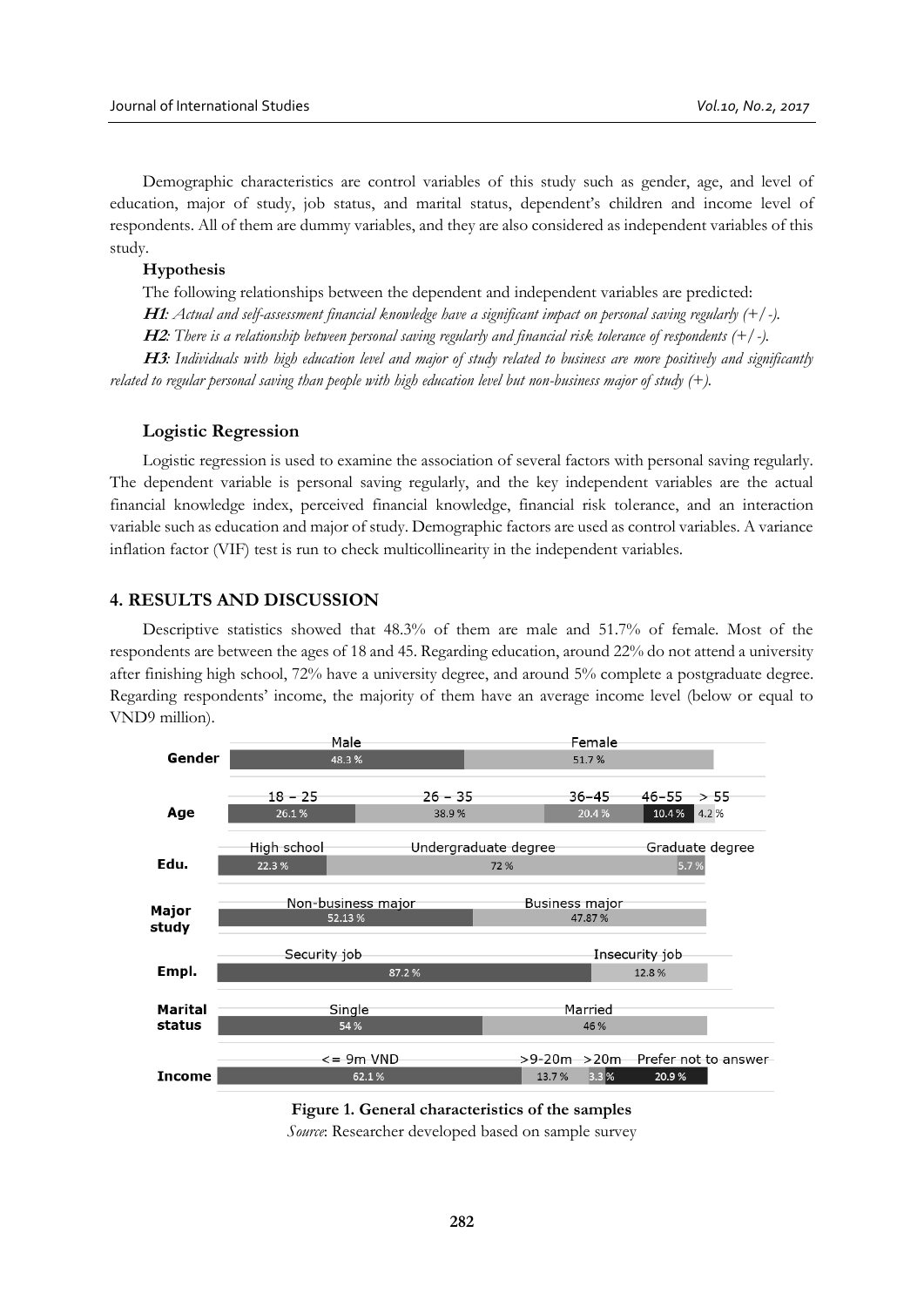Demographic characteristics are control variables of this study such as gender, age, and level of education, major of study, job status, and marital status, dependent's children and income level of respondents. All of them are dummy variables, and they are also considered as independent variables of this study.

**Hypothesis**

The following relationships between the dependent and independent variables are predicted:

***H1****: Actual and self-assessment financial knowledge have a significant impact on personal saving regularly (+/-).*

***H2****: There is a relationship between personal saving regularly and financial risk tolerance of respondents (+/-).*

***H3****: Individuals with high education level and major of study related to business are more positively and significantly related to regular personal saving than people with high education level but non-business major of study (+).*

### Logistic Regression

Logistic regression is used to examine the association of several factors with personal saving regularly. The dependent variable is personal saving regularly, and the key independent variables are the actual financial knowledge index, perceived financial knowledge, financial risk tolerance, and an interaction variable such as education and major of study. Demographic factors are used as control variables. A variance inflation factor (VIF) test is run to check multicollinearity in the independent variables.

## 4. RESULTS AND DISCUSSION

Descriptive statistics showed that 48.3% of them are male and 51.7% of female. Most of the respondents are between the ages of 18 and 45. Regarding education, around 22% do not attend a university after finishing high school, 72% have a university degree, and around 5% complete a postgraduate degree. Regarding respondents' income, the majority of them have an average income level (below or equal to VND9 million).

| Characteristic | Category | Percentage |
|---|---|---|
| Gender | Male | 48.3 % |
| | Female | 51.7 % |
| Age | 18 – 25 | 26.1 % |
| | 26 – 35 | 38.9 % |
| | 36–45 | 20.4 % |
| | 46–55 | 10.4 % |
| | > 55 | 4.2 % |
| Edu. | High school | 22.3 % |
| | Undergraduate degree | 72 % |
| | Graduate degree | 5.7 % |
| Major study | Non-business major | 52.13 % |
| | Business major | 47.87 % |
| Empl. | Security job | 87.2 % |
| | Insecurity job | 12.8 % |
| Marital status | Single | 54 % |
| | Married | 46 % |
| Income | <= 9m VND | 62.1 % |
| | >9-20m | 13.7 % |
| | >20m | 3.3 % |
| | Prefer not to answer | 20.9 % |

**Figure 1. General characteristics of the samples**

*Source*: Researcher developed based on sample survey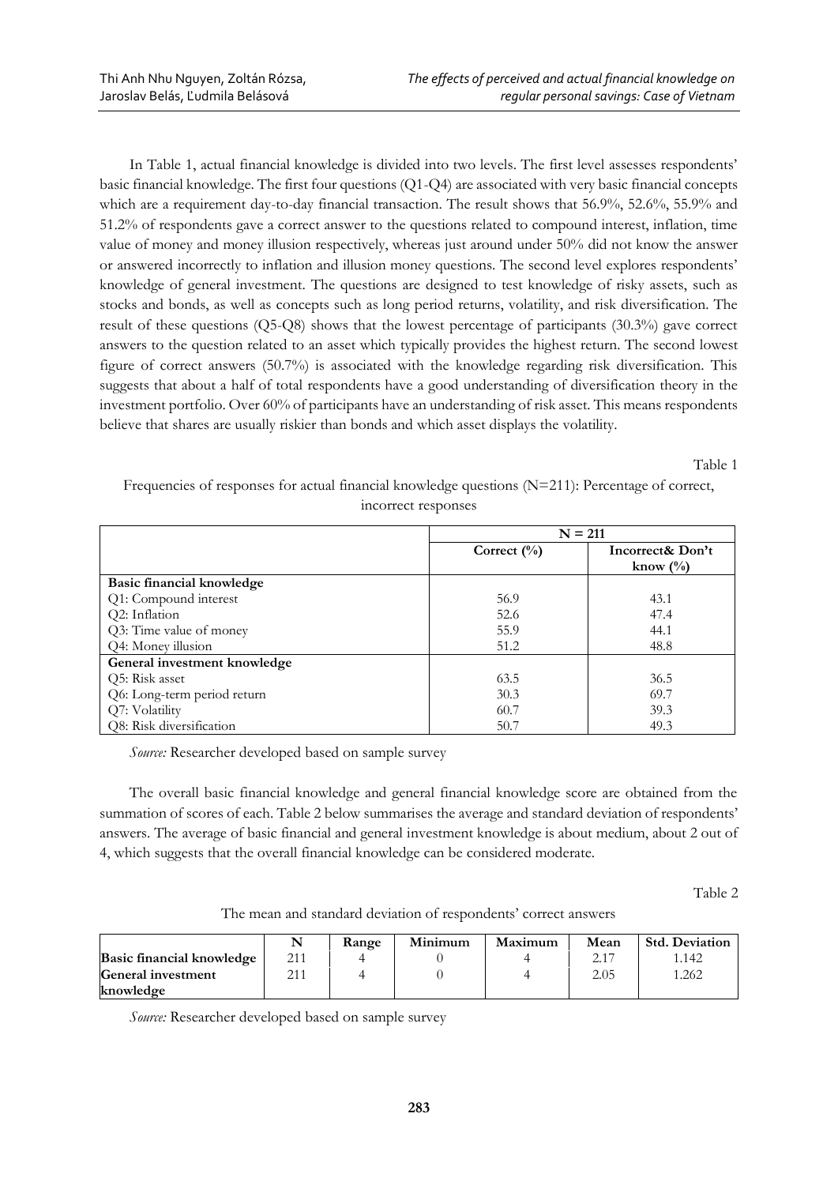In Table 1, actual financial knowledge is divided into two levels. The first level assesses respondents' basic financial knowledge. The first four questions (Q1-Q4) are associated with very basic financial concepts which are a requirement day-to-day financial transaction. The result shows that 56.9%, 52.6%, 55.9% and 51.2% of respondents gave a correct answer to the questions related to compound interest, inflation, time value of money and money illusion respectively, whereas just around under 50% did not know the answer or answered incorrectly to inflation and illusion money questions. The second level explores respondents' knowledge of general investment. The questions are designed to test knowledge of risky assets, such as stocks and bonds, as well as concepts such as long period returns, volatility, and risk diversification. The result of these questions (Q5-Q8) shows that the lowest percentage of participants (30.3%) gave correct answers to the question related to an asset which typically provides the highest return. The second lowest figure of correct answers (50.7%) is associated with the knowledge regarding risk diversification. This suggests that about a half of total respondents have a good understanding of diversification theory in the investment portfolio. Over 60% of participants have an understanding of risk asset. This means respondents believe that shares are usually riskier than bonds and which asset displays the volatility.

Table 1

Frequencies of responses for actual financial knowledge questions (N=211): Percentage of correct, incorrect responses

| | N = 211 | |
|---|---|---|
| | **Correct (%)** | **Incorrect& Don't know (%)** |
| **Basic financial knowledge** | | |
| Q1: Compound interest | 56.9 | 43.1 |
| Q2: Inflation | 52.6 | 47.4 |
| Q3: Time value of money | 55.9 | 44.1 |
| Q4: Money illusion | 51.2 | 48.8 |
| **General investment knowledge** | | |
| Q5: Risk asset | 63.5 | 36.5 |
| Q6: Long-term period return | 30.3 | 69.7 |
| Q7: Volatility | 60.7 | 39.3 |
| Q8: Risk diversification | 50.7 | 49.3 |

*Source:* Researcher developed based on sample survey

The overall basic financial knowledge and general financial knowledge score are obtained from the summation of scores of each. Table 2 below summarises the average and standard deviation of respondents' answers. The average of basic financial and general investment knowledge is about medium, about 2 out of 4, which suggests that the overall financial knowledge can be considered moderate.

Table 2

The mean and standard deviation of respondents' correct answers

| | N | Range | Minimum | Maximum | Mean | Std. Deviation |
|---|---|---|---|---|---|---|
| **Basic financial knowledge** | 211 | 4 | 0 | 4 | 2.17 | 1.142 |
| **General investment knowledge** | 211 | 4 | 0 | 4 | 2.05 | 1.262 |

*Source:* Researcher developed based on sample survey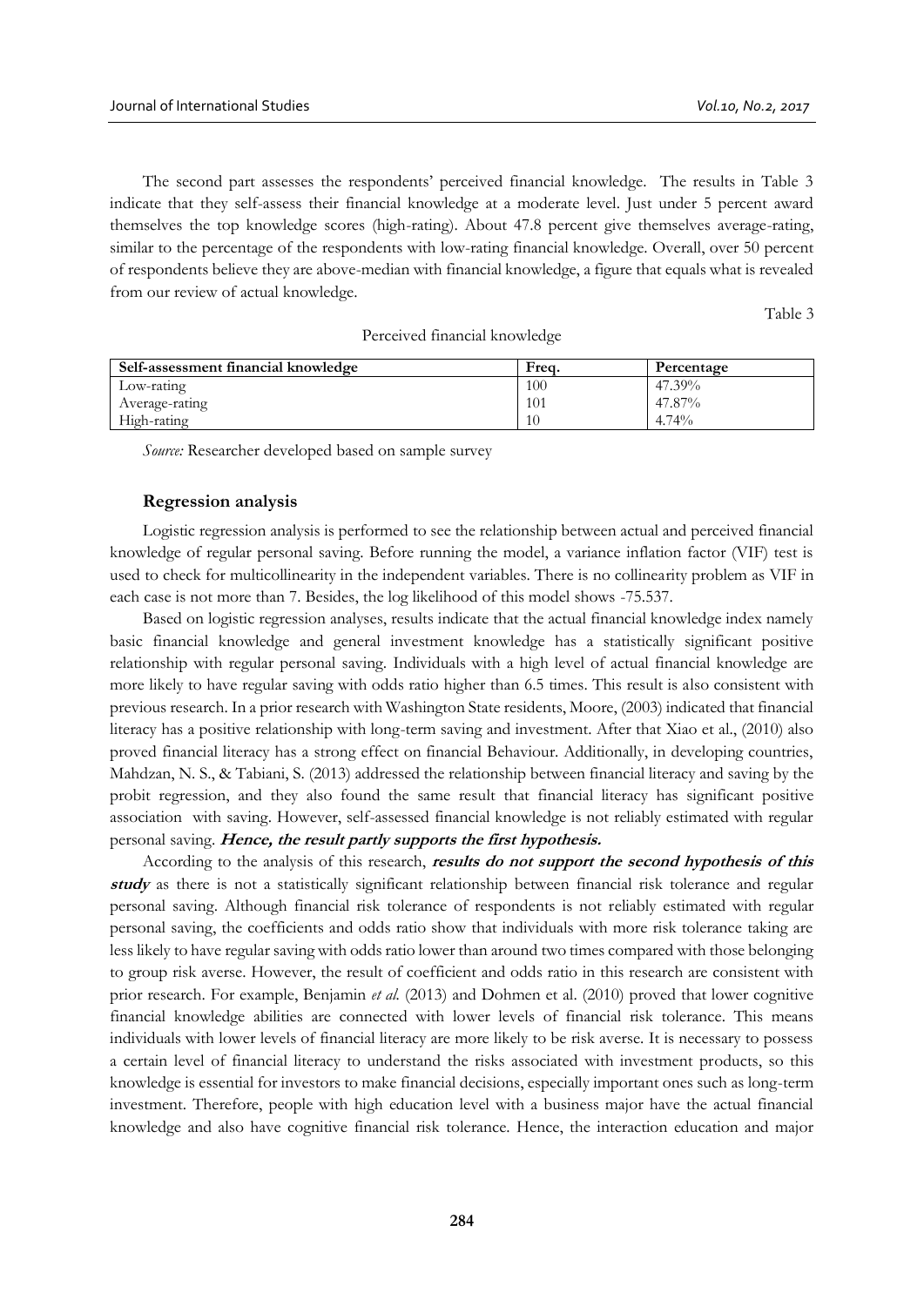The second part assesses the respondents' perceived financial knowledge. The results in Table 3 indicate that they self-assess their financial knowledge at a moderate level. Just under 5 percent award themselves the top knowledge scores (high-rating). About 47.8 percent give themselves average-rating, similar to the percentage of the respondents with low-rating financial knowledge. Overall, over 50 percent of respondents believe they are above-median with financial knowledge, a figure that equals what is revealed from our review of actual knowledge.

Table 3

Perceived financial knowledge

| Self-assessment financial knowledge | Freq. | Percentage |
|---|---|---|
| Low-rating | 100 | 47.39% |
| Average-rating | 101 | 47.87% |
| High-rating | 10 | 4.74% |

*Source:* Researcher developed based on sample survey

### Regression analysis

Logistic regression analysis is performed to see the relationship between actual and perceived financial knowledge of regular personal saving. Before running the model, a variance inflation factor (VIF) test is used to check for multicollinearity in the independent variables. There is no collinearity problem as VIF in each case is not more than 7. Besides, the log likelihood of this model shows -75.537.

Based on logistic regression analyses, results indicate that the actual financial knowledge index namely basic financial knowledge and general investment knowledge has a statistically significant positive relationship with regular personal saving. Individuals with a high level of actual financial knowledge are more likely to have regular saving with odds ratio higher than 6.5 times. This result is also consistent with previous research. In a prior research with Washington State residents, Moore, (2003) indicated that financial literacy has a positive relationship with long-term saving and investment. After that Xiao et al., (2010) also proved financial literacy has a strong effect on financial Behaviour. Additionally, in developing countries, Mahdzan, N. S., & Tabiani, S. (2013) addressed the relationship between financial literacy and saving by the probit regression, and they also found the same result that financial literacy has significant positive association with saving. However, self-assessed financial knowledge is not reliably estimated with regular personal saving. ***Hence, the result partly supports the first hypothesis.***

According to the analysis of this research, ***results do not support the second hypothesis of this study*** as there is not a statistically significant relationship between financial risk tolerance and regular personal saving. Although financial risk tolerance of respondents is not reliably estimated with regular personal saving, the coefficients and odds ratio show that individuals with more risk tolerance taking are less likely to have regular saving with odds ratio lower than around two times compared with those belonging to group risk averse. However, the result of coefficient and odds ratio in this research are consistent with prior research. For example, Benjamin *et al.* (2013) and Dohmen et al. (2010) proved that lower cognitive financial knowledge abilities are connected with lower levels of financial risk tolerance. This means individuals with lower levels of financial literacy are more likely to be risk averse. It is necessary to possess a certain level of financial literacy to understand the risks associated with investment products, so this knowledge is essential for investors to make financial decisions, especially important ones such as long-term investment. Therefore, people with high education level with a business major have the actual financial knowledge and also have cognitive financial risk tolerance. Hence, the interaction education and major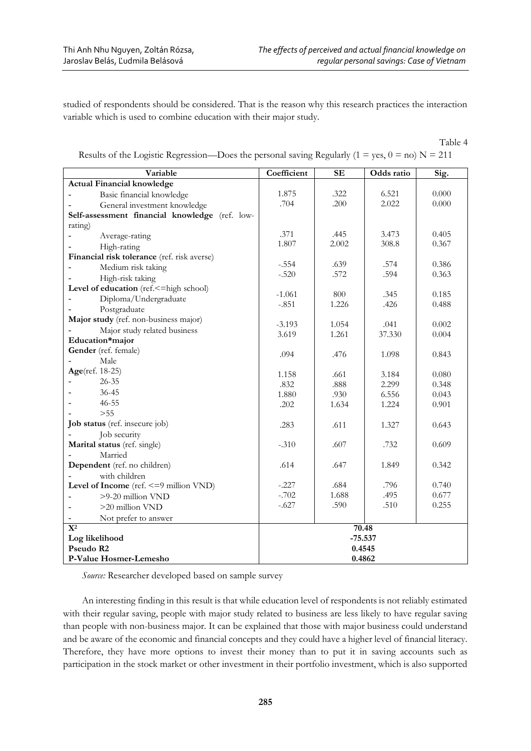studied of respondents should be considered. That is the reason why this research practices the interaction variable which is used to combine education with their major study.

Table 4

Results of the Logistic Regression—Does the personal saving Regularly (1 = yes, 0 = no) N = 211

| Variable | Coefficient | SE | Odds ratio | Sig. |
|---|---|---|---|---|
| **Actual Financial knowledge** | | | | |
| - Basic financial knowledge | 1.875 | .322 | 6.521 | 0.000 |
| - General investment knowledge | .704 | .200 | 2.022 | 0.000 |
| **Self-assessment financial knowledge** (ref. low-rating) | | | | |
| - Average-rating | .371 | .445 | 3.473 | 0.405 |
| - High-rating | 1.807 | 2.002 | 308.8 | 0.367 |
| **Financial risk tolerance** (ref. risk averse) | | | | |
| - Medium risk taking | -.554 | .639 | .574 | 0.386 |
| - High-risk taking | -.520 | .572 | .594 | 0.363 |
| **Level of education** (ref.<=high school) | | | | |
| - Diploma/Undergraduate | -1.061 | 800 | .345 | 0.185 |
| - Postgraduate | -.851 | 1.226 | .426 | 0.488 |
| **Major study** (ref. non-business major) | | | | |
| - Major study related business | -3.193 | 1.054 | .041 | 0.002 |
| **Education*major** | 3.619 | 1.261 | 37.330 | 0.004 |
| **Gender** (ref. female) | | | | |
| - Male | .094 | .476 | 1.098 | 0.843 |
| **Age**(ref. 18-25) | | | | |
| - 26-35 | 1.158 | .661 | 3.184 | 0.080 |
| - 36-45 | .832 | .888 | 2.299 | 0.348 |
| - 46-55 | 1.880 | .930 | 6.556 | 0.043 |
| - >55 | .202 | 1.634 | 1.224 | 0.901 |
| **Job status** (ref. insecure job) | | | | |
| - Job security | .283 | .611 | 1.327 | 0.643 |
| **Marital status** (ref. single) | | | | |
| - Married | -.310 | .607 | .732 | 0.609 |
| **Dependent** (ref. no children) | | | | |
| - with children | .614 | .647 | 1.849 | 0.342 |
| **Level of Income** (ref. <=9 million VND) | | | | |
| - >9-20 million VND | -.227 | .684 | .796 | 0.740 |
| - >20 million VND | -.702 | 1.688 | .495 | 0.677 |
| - Not prefer to answer | -.627 | .590 | .510 | 0.255 |
| $X^2$ | 70.48 | | | |
| **Log likelihood** | -75.537 | | | |
| **Pseudo R2** | 0.4545 | | | |
| **P-Value Hosmer-Lemesho** | 0.4862 | | | |

*Source:* Researcher developed based on sample survey

An interesting finding in this result is that while education level of respondents is not reliably estimated with their regular saving, people with major study related to business are less likely to have regular saving than people with non-business major. It can be explained that those with major business could understand and be aware of the economic and financial concepts and they could have a higher level of financial literacy. Therefore, they have more options to invest their money than to put it in saving accounts such as participation in the stock market or other investment in their portfolio investment, which is also supported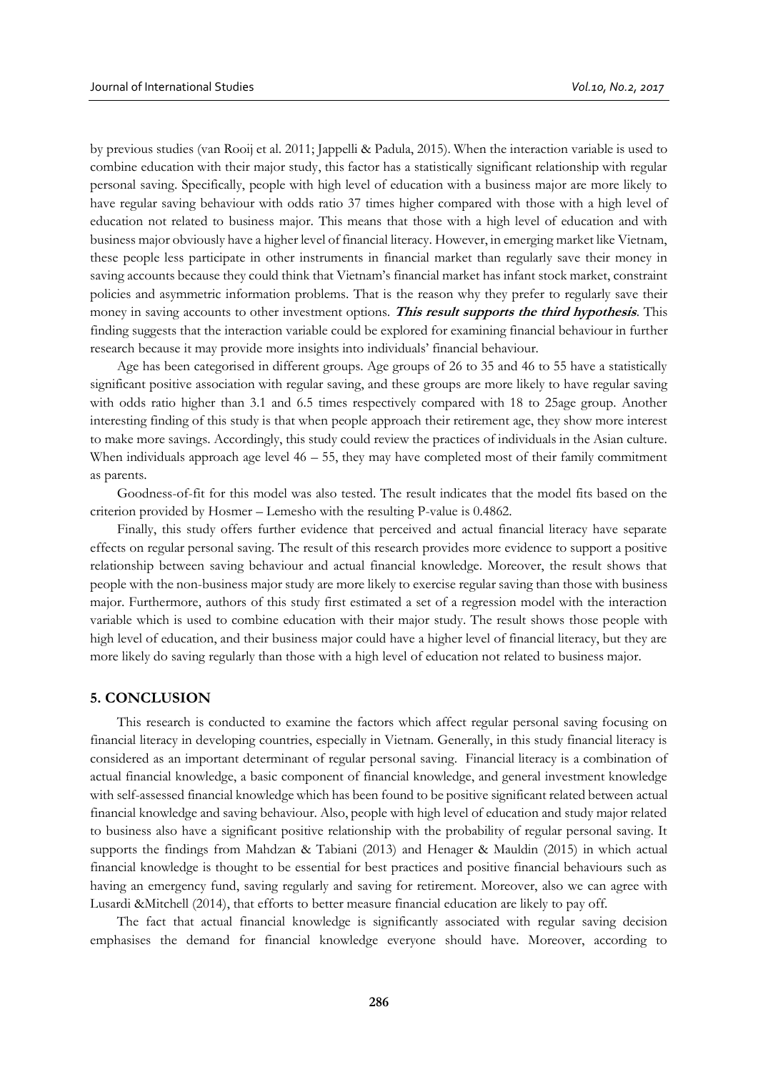by previous studies (van Rooij et al. 2011; Jappelli & Padula, 2015). When the interaction variable is used to combine education with their major study, this factor has a statistically significant relationship with regular personal saving. Specifically, people with high level of education with a business major are more likely to have regular saving behaviour with odds ratio 37 times higher compared with those with a high level of education not related to business major. This means that those with a high level of education and with business major obviously have a higher level of financial literacy. However, in emerging market like Vietnam, these people less participate in other instruments in financial market than regularly save their money in saving accounts because they could think that Vietnam's financial market has infant stock market, constraint policies and asymmetric information problems. That is the reason why they prefer to regularly save their money in saving accounts to other investment options. ***This result supports the third hypothesis***. This finding suggests that the interaction variable could be explored for examining financial behaviour in further research because it may provide more insights into individuals' financial behaviour.

Age has been categorised in different groups. Age groups of 26 to 35 and 46 to 55 have a statistically significant positive association with regular saving, and these groups are more likely to have regular saving with odds ratio higher than 3.1 and 6.5 times respectively compared with 18 to 25age group. Another interesting finding of this study is that when people approach their retirement age, they show more interest to make more savings. Accordingly, this study could review the practices of individuals in the Asian culture. When individuals approach age level 46 – 55, they may have completed most of their family commitment as parents.

Goodness-of-fit for this model was also tested. The result indicates that the model fits based on the criterion provided by Hosmer – Lemesho with the resulting P-value is 0.4862.

Finally, this study offers further evidence that perceived and actual financial literacy have separate effects on regular personal saving. The result of this research provides more evidence to support a positive relationship between saving behaviour and actual financial knowledge. Moreover, the result shows that people with the non-business major study are more likely to exercise regular saving than those with business major. Furthermore, authors of this study first estimated a set of a regression model with the interaction variable which is used to combine education with their major study. The result shows those people with high level of education, and their business major could have a higher level of financial literacy, but they are more likely do saving regularly than those with a high level of education not related to business major.

## 5. CONCLUSION

This research is conducted to examine the factors which affect regular personal saving focusing on financial literacy in developing countries, especially in Vietnam. Generally, in this study financial literacy is considered as an important determinant of regular personal saving. Financial literacy is a combination of actual financial knowledge, a basic component of financial knowledge, and general investment knowledge with self-assessed financial knowledge which has been found to be positive significant related between actual financial knowledge and saving behaviour. Also, people with high level of education and study major related to business also have a significant positive relationship with the probability of regular personal saving. It supports the findings from Mahdzan & Tabiani (2013) and Henager & Mauldin (2015) in which actual financial knowledge is thought to be essential for best practices and positive financial behaviours such as having an emergency fund, saving regularly and saving for retirement. Moreover, also we can agree with Lusardi &Mitchell (2014), that efforts to better measure financial education are likely to pay off.

The fact that actual financial knowledge is significantly associated with regular saving decision emphasises the demand for financial knowledge everyone should have. Moreover, according to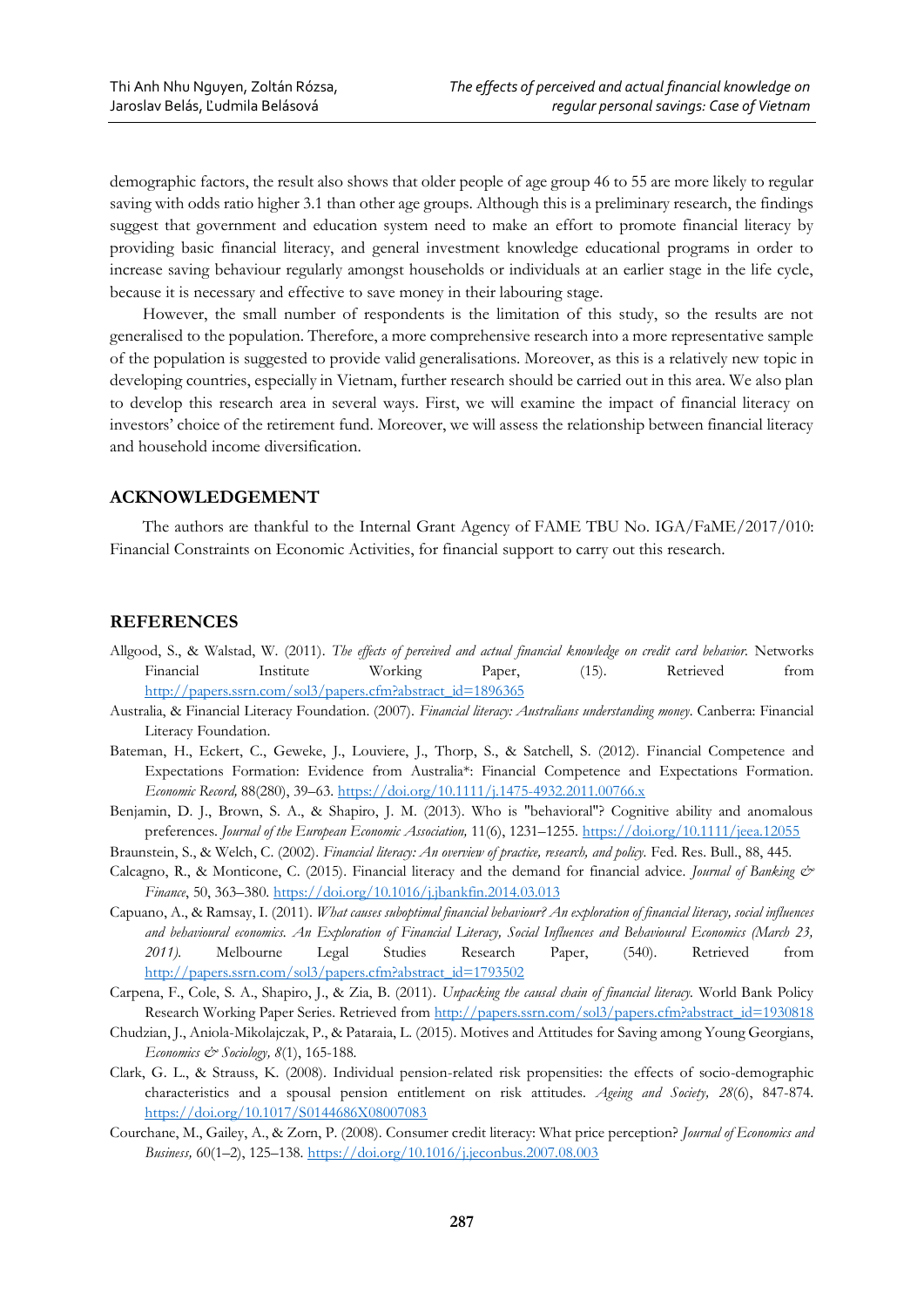demographic factors, the result also shows that older people of age group 46 to 55 are more likely to regular saving with odds ratio higher 3.1 than other age groups. Although this is a preliminary research, the findings suggest that government and education system need to make an effort to promote financial literacy by providing basic financial literacy, and general investment knowledge educational programs in order to increase saving behaviour regularly amongst households or individuals at an earlier stage in the life cycle, because it is necessary and effective to save money in their labouring stage.

However, the small number of respondents is the limitation of this study, so the results are not generalised to the population. Therefore, a more comprehensive research into a more representative sample of the population is suggested to provide valid generalisations. Moreover, as this is a relatively new topic in developing countries, especially in Vietnam, further research should be carried out in this area. We also plan to develop this research area in several ways. First, we will examine the impact of financial literacy on investors' choice of the retirement fund. Moreover, we will assess the relationship between financial literacy and household income diversification.

## ACKNOWLEDGEMENT

The authors are thankful to the Internal Grant Agency of FAME TBU No. IGA/FaME/2017/010: Financial Constraints on Economic Activities, for financial support to carry out this research.

## REFERENCES

Allgood, S., & Walstad, W. (2011). *The effects of perceived and actual financial knowledge on credit card behavior.* Networks Financial Institute Working Paper, (15). Retrieved from http://papers.ssrn.com/sol3/papers.cfm?abstract_id=1896365

Australia, & Financial Literacy Foundation. (2007). *Financial literacy: Australians understanding money*. Canberra: Financial Literacy Foundation.

Bateman, H., Eckert, C., Geweke, J., Louviere, J., Thorp, S., & Satchell, S. (2012). Financial Competence and Expectations Formation: Evidence from Australia*: Financial Competence and Expectations Formation. *Economic Record,* 88(280), 39–63. https://doi.org/10.1111/j.1475-4932.2011.00766.x

Benjamin, D. J., Brown, S. A., & Shapiro, J. M. (2013). Who is "behavioral"? Cognitive ability and anomalous preferences. *Journal of the European Economic Association,* 11(6), 1231–1255. https://doi.org/10.1111/jeea.12055

Braunstein, S., & Welch, C. (2002). *Financial literacy: An overview of practice, research, and policy.* Fed. Res. Bull., 88, 445.

Calcagno, R., & Monticone, C. (2015). Financial literacy and the demand for financial advice. *Journal of Banking & Finance*, 50, 363–380. https://doi.org/10.1016/j.jbankfin.2014.03.013

Capuano, A., & Ramsay, I. (2011). *What causes suboptimal financial behaviour? An exploration of financial literacy, social influences and behavioural economics. An Exploration of Financial Literacy, Social Influences and Behavioural Economics (March 23, 2011).* Melbourne Legal Studies Research Paper, (540). Retrieved from http://papers.ssrn.com/sol3/papers.cfm?abstract_id=1793502

Carpena, F., Cole, S. A., Shapiro, J., & Zia, B. (2011). *Unpacking the causal chain of financial literacy.* World Bank Policy Research Working Paper Series. Retrieved from http://papers.ssrn.com/sol3/papers.cfm?abstract_id=1930818

Chudzian, J., Aniola-Mikolajczak, P., & Pataraia, L. (2015). Motives and Attitudes for Saving among Young Georgians, *Economics & Sociology, 8*(1), 165-188.

Clark, G. L., & Strauss, K. (2008). Individual pension-related risk propensities: the effects of socio-demographic characteristics and a spousal pension entitlement on risk attitudes. *Ageing and Society, 28*(6), 847-874. https://doi.org/10.1017/S0144686X08007083

Courchane, M., Gailey, A., & Zorn, P. (2008). Consumer credit literacy: What price perception? *Journal of Economics and Business,* 60(1–2), 125–138. https://doi.org/10.1016/j.jeconbus.2007.08.003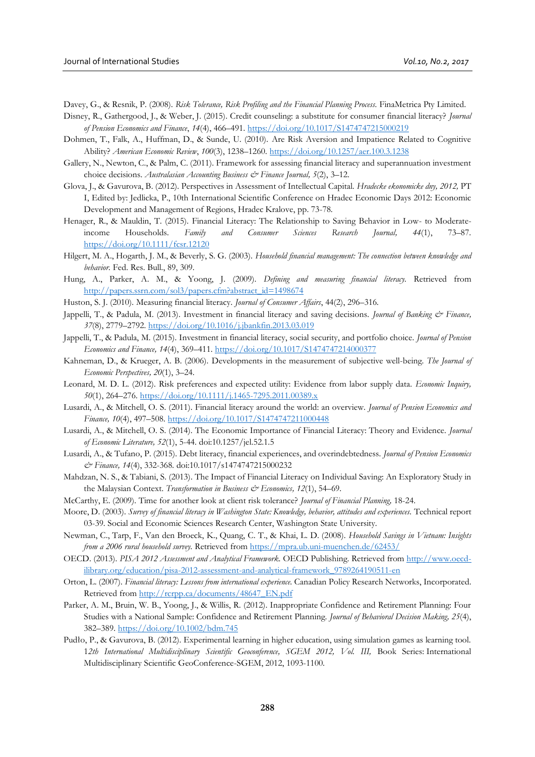Davey, G., & Resnik, P. (2008). *Risk Tolerance, Risk Profiling and the Financial Planning Process.* FinaMetrica Pty Limited.

Disney, R., Gathergood, J., & Weber, J. (2015). Credit counseling: a substitute for consumer financial literacy? *Journal of Pension Economics and Finance*, *14*(4), 466–491. https://doi.org/10.1017/S1474747215000219

Dohmen, T., Falk, A., Huffman, D., & Sunde, U. (2010). Are Risk Aversion and Impatience Related to Cognitive Ability? *American Economic Review*, *100*(3), 1238–1260. https://doi.org/10.1257/aer.100.3.1238

Gallery, N., Newton, C., & Palm, C. (2011). Framework for assessing financial literacy and superannuation investment choice decisions. *Australasian Accounting Business & Finance Journal, 5*(2), 3–12.

Glova, J., & Gavurova, B. (2012). Perspectives in Assessment of Intellectual Capital. *Hradecke ekonomicke dny, 2012,* PT I, Edited by: Jedlicka, P., 10th International Scientific Conference on Hradec Economic Days 2012: Economic Development and Management of Regions, Hradec Kralove, pp. 73-78.

Henager, R., & Mauldin, T. (2015). Financial Literacy: The Relationship to Saving Behavior in Low- to Moderate-income Households. *Family and Consumer Sciences Research Journal, 44*(1), 73–87. https://doi.org/10.1111/fcsr.12120

Hilgert, M. A., Hogarth, J. M., & Beverly, S. G. (2003). *Household financial management: The connection between knowledge and behavior.* Fed. Res. Bull., 89, 309.

Hung, A., Parker, A. M., & Yoong, J. (2009). *Defining and measuring financial literacy.* Retrieved from http://papers.ssrn.com/sol3/papers.cfm?abstract_id=1498674

Huston, S. J. (2010). Measuring financial literacy. *Journal of Consumer Affairs*, 44(2), 296–316.

Jappelli, T., & Padula, M. (2013). Investment in financial literacy and saving decisions. *Journal of Banking & Finance, 37*(8), 2779–2792. https://doi.org/10.1016/j.jbankfin.2013.03.019

Jappelli, T., & Padula, M. (2015). Investment in financial literacy, social security, and portfolio choice. *Journal of Pension Economics and Finance, 14*(4), 369–411. https://doi.org/10.1017/S1474747214000377

Kahneman, D., & Krueger, A. B. (2006). Developments in the measurement of subjective well-being. *The Journal of Economic Perspectives, 20*(1), 3–24.

Leonard, M. D. L. (2012). Risk preferences and expected utility: Evidence from labor supply data. *Economic Inquiry, 50*(1), 264–276. https://doi.org/10.1111/j.1465-7295.2011.00389.x

Lusardi, A., & Mitchell, O. S. (2011). Financial literacy around the world: an overview. *Journal of Pension Economics and Finance, 10*(4), 497–508. https://doi.org/10.1017/S1474747211000448

Lusardi, A., & Mitchell, O. S. (2014). The Economic Importance of Financial Literacy: Theory and Evidence. *Journal of Economic Literature, 52*(1), 5-44. doi:10.1257/jel.52.1.5

Lusardi, A., & Tufano, P. (2015). Debt literacy, financial experiences, and overindebtedness. *Journal of Pension Economics & Finance, 14*(4), 332-368. doi:10.1017/s1474747215000232

Mahdzan, N. S., & Tabiani, S. (2013). The Impact of Financial Literacy on Individual Saving: An Exploratory Study in the Malaysian Context. *Transformation in Business & Economics, 12*(1), 54–69.

McCarthy, E. (2009). Time for another look at client risk tolerance? *Journal of Financial Planning,* 18-24.

Moore, D. (2003). *Survey of financial literacy in Washington State: Knowledge, behavior, attitudes and experiences.* Technical report 03-39. Social and Economic Sciences Research Center, Washington State University.

Newman, C., Tarp, F., Van den Broeck, K., Quang, C. T., & Khai, L. D. (2008). *Household Savings in Vietnam: Insights from a 2006 rural household survey.* Retrieved from https://mpra.ub.uni-muenchen.de/62453/

OECD. (2013). *PISA 2012 Assessment and Analytical Framework.* OECD Publishing. Retrieved from http://www.oecd-ilibrary.org/education/pisa-2012-assessment-and-analytical-framework_9789264190511-en

Orton, L. (2007). *Financial literacy: Lessons from international experience.* Canadian Policy Research Networks, Incorporated. Retrieved from http://rcrpp.ca/documents/48647_EN.pdf

Parker, A. M., Bruin, W. B., Yoong, J., & Willis, R. (2012). Inappropriate Confidence and Retirement Planning: Four Studies with a National Sample: Confidence and Retirement Planning. *Journal of Behavioral Decision Making, 25*(4), 382–389. https://doi.org/10.1002/bdm.745

Pudło, P., & Gavurova, B. (2012). Experimental learning in higher education, using simulation games as learning tool. *12th International Multidisciplinary Scientific Geoconference, SGEM 2012, Vol. III,* Book Series: International Multidisciplinary Scientific GeoConference-SGEM, 2012, 1093-1100.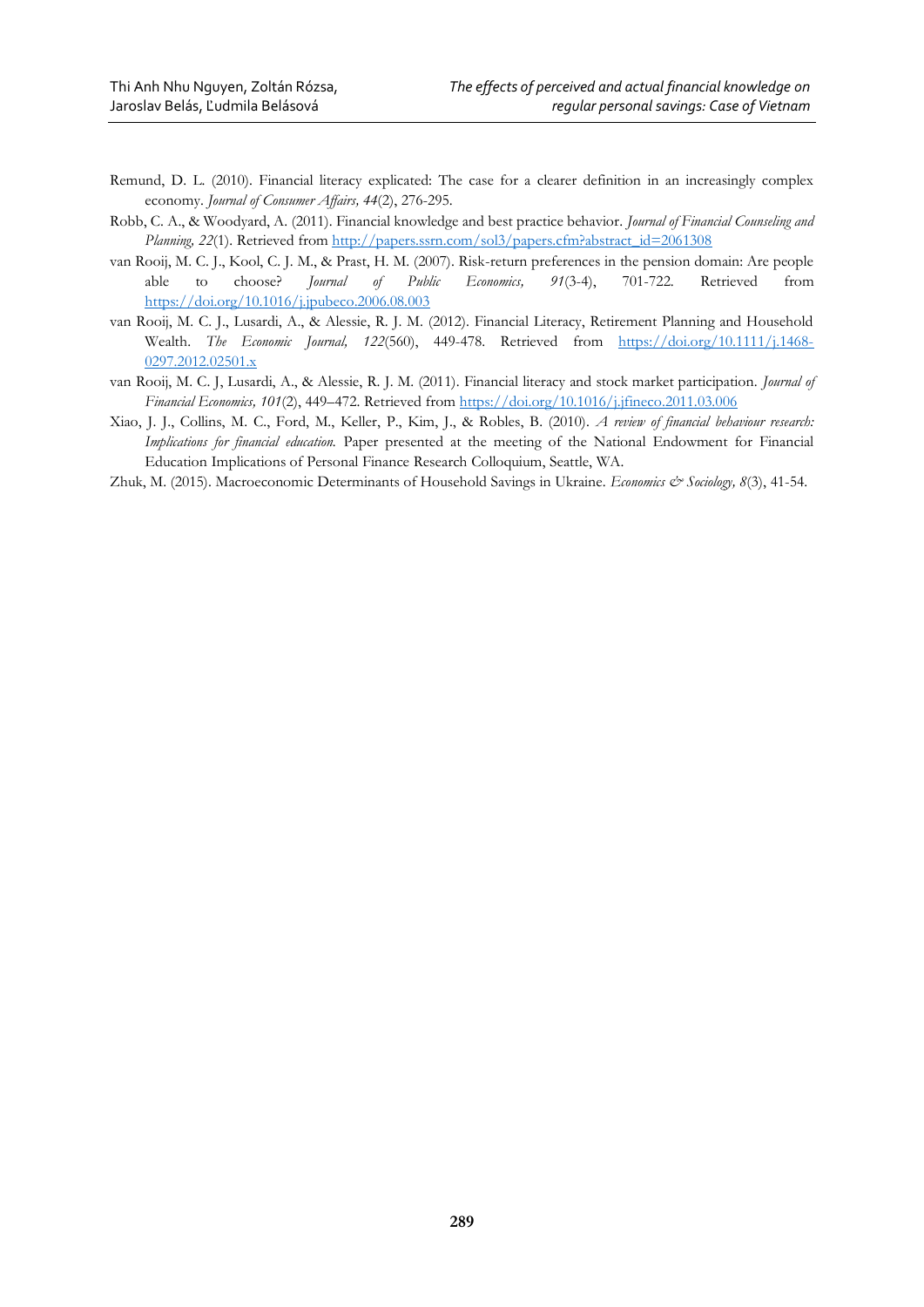Remund, D. L. (2010). Financial literacy explicated: The case for a clearer definition in an increasingly complex economy. *Journal of Consumer Affairs, 44*(2), 276-295.

Robb, C. A., & Woodyard, A. (2011). Financial knowledge and best practice behavior. *Journal of Financial Counseling and Planning, 22*(1). Retrieved from http://papers.ssrn.com/sol3/papers.cfm?abstract_id=2061308

van Rooij, M. C. J., Kool, C. J. M., & Prast, H. M. (2007). Risk-return preferences in the pension domain: Are people able to choose? *Journal of Public Economics, 91*(3-4), 701-722. Retrieved from https://doi.org/10.1016/j.jpubeco.2006.08.003

van Rooij, M. C. J., Lusardi, A., & Alessie, R. J. M. (2012). Financial Literacy, Retirement Planning and Household Wealth. *The Economic Journal, 122*(560), 449-478. Retrieved from https://doi.org/10.1111/j.1468-0297.2012.02501.x

van Rooij, M. C. J, Lusardi, A., & Alessie, R. J. M. (2011). Financial literacy and stock market participation. *Journal of Financial Economics, 101*(2), 449–472. Retrieved from https://doi.org/10.1016/j.jfineco.2011.03.006

Xiao, J. J., Collins, M. C., Ford, M., Keller, P., Kim, J., & Robles, B. (2010). *A review of financial behaviour research: Implications for financial education.* Paper presented at the meeting of the National Endowment for Financial Education Implications of Personal Finance Research Colloquium, Seattle, WA.

Zhuk, M. (2015). Macroeconomic Determinants of Household Savings in Ukraine. *Economics & Sociology, 8*(3), 41-54.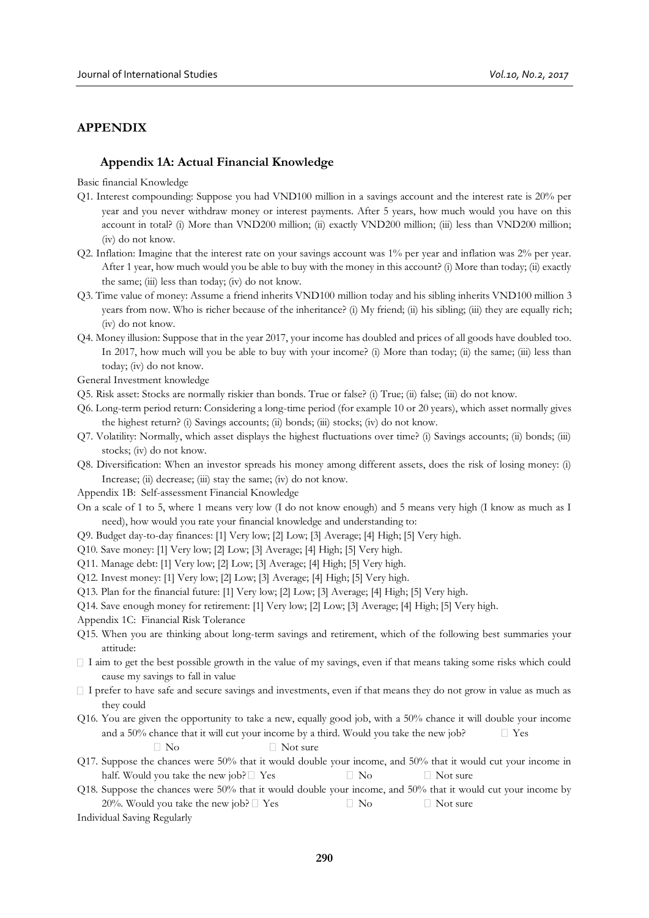## APPENDIX

### Appendix 1A: Actual Financial Knowledge

Basic financial Knowledge

Q1. Interest compounding: Suppose you had VND100 million in a savings account and the interest rate is 20% per year and you never withdraw money or interest payments. After 5 years, how much would you have on this account in total? (i) More than VND200 million; (ii) exactly VND200 million; (iii) less than VND200 million; (iv) do not know.

Q2. Inflation: Imagine that the interest rate on your savings account was 1% per year and inflation was 2% per year. After 1 year, how much would you be able to buy with the money in this account? (i) More than today; (ii) exactly the same; (iii) less than today; (iv) do not know.

Q3. Time value of money: Assume a friend inherits VND100 million today and his sibling inherits VND100 million 3 years from now. Who is richer because of the inheritance? (i) My friend; (ii) his sibling; (iii) they are equally rich; (iv) do not know.

Q4. Money illusion: Suppose that in the year 2017, your income has doubled and prices of all goods have doubled too. In 2017, how much will you be able to buy with your income? (i) More than today; (ii) the same; (iii) less than today; (iv) do not know.

General Investment knowledge

Q5. Risk asset: Stocks are normally riskier than bonds. True or false? (i) True; (ii) false; (iii) do not know.

Q6. Long-term period return: Considering a long-time period (for example 10 or 20 years), which asset normally gives the highest return? (i) Savings accounts; (ii) bonds; (iii) stocks; (iv) do not know.

Q7. Volatility: Normally, which asset displays the highest fluctuations over time? (i) Savings accounts; (ii) bonds; (iii) stocks; (iv) do not know.

Q8. Diversification: When an investor spreads his money among different assets, does the risk of losing money: (i) Increase; (ii) decrease; (iii) stay the same; (iv) do not know.

Appendix 1B: Self-assessment Financial Knowledge

On a scale of 1 to 5, where 1 means very low (I do not know enough) and 5 means very high (I know as much as I need), how would you rate your financial knowledge and understanding to:

Q9. Budget day-to-day finances: [1] Very low; [2] Low; [3] Average; [4] High; [5] Very high.

Q10. Save money: [1] Very low; [2] Low; [3] Average; [4] High; [5] Very high.

Q11. Manage debt: [1] Very low; [2] Low; [3] Average; [4] High; [5] Very high.

Q12. Invest money: [1] Very low; [2] Low; [3] Average; [4] High; [5] Very high.

Q13. Plan for the financial future: [1] Very low; [2] Low; [3] Average; [4] High; [5] Very high.

Q14. Save enough money for retirement: [1] Very low; [2] Low; [3] Average; [4] High; [5] Very high.

Appendix 1C: Financial Risk Tolerance

Q15. When you are thinking about long-term savings and retirement, which of the following best summaries your attitude:

- I aim to get the best possible growth in the value of my savings, even if that means taking some risks which could cause my savings to fall in value
- I prefer to have safe and secure savings and investments, even if that means they do not grow in value as much as they could

Q16. You are given the opportunity to take a new, equally good job, with a 50% chance it will double your income and a 50% chance that it will cut your income by a third. Would you take the new job? □ Yes □ No □ Not sure

Q17. Suppose the chances were 50% that it would double your income, and 50% that it would cut your income in half. Would you take the new job? □ Yes □ No □ Not sure

Q18. Suppose the chances were 50% that it would double your income, and 50% that it would cut your income by 20%. Would you take the new job? □ Yes □ No □ Not sure

Individual Saving Regularly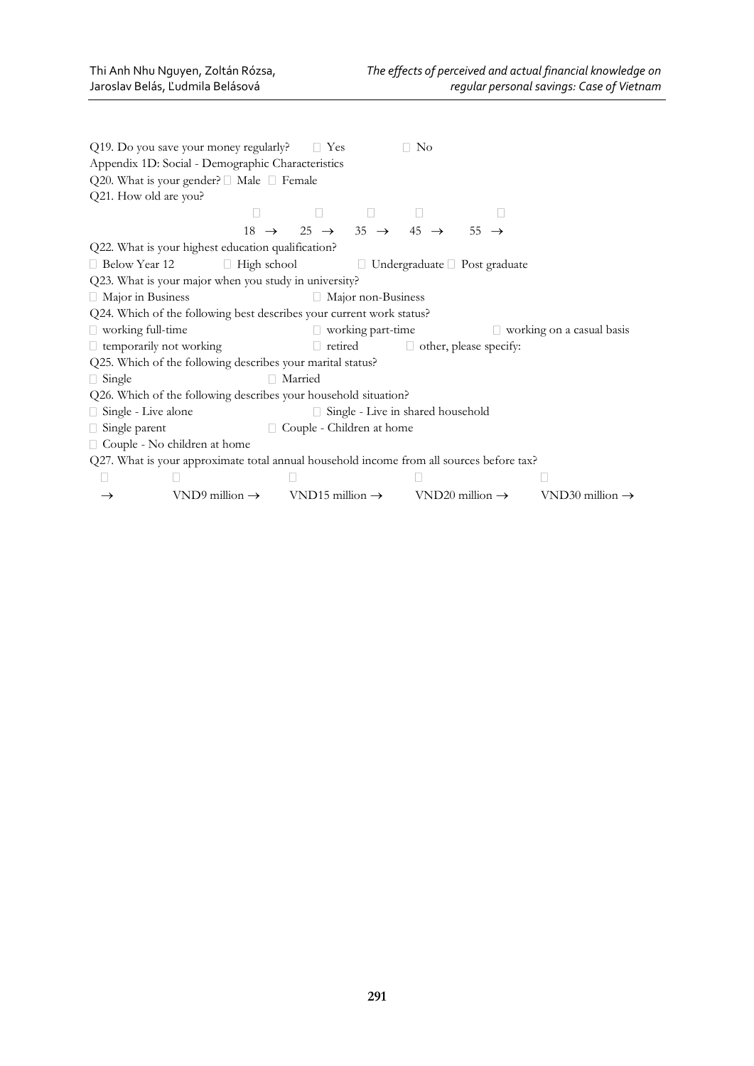Q19. Do you save your money regularly? □ Yes □ No

Appendix 1D: Social - Demographic Characteristics

Q20. What is your gender? □ Male □ Female

Q21. How old are you?

| □ | □ | □ | □ | □ |
|---|---|---|---|---|
| 18 → | 25 → | 35 → | 45 → | 55 → |

Q22. What is your highest education qualification?

□ Below Year 12 □ High school □ Undergraduate □ Post graduate

Q23. What is your major when you study in university?

□ Major in Business □ Major non-Business

Q24. Which of the following best describes your current work status?

□ working full-time □ working part-time □ working on a casual basis

□ temporarily not working □ retired □ other, please specify:

Q25. Which of the following describes your marital status?

□ Single □ Married

Q26. Which of the following describes your household situation?

□ Single - Live alone □ Single - Live in shared household

□ Single parent □ Couple - Children at home

□ Couple - No children at home

Q27. What is your approximate total annual household income from all sources before tax?

| □ | □ | □ | □ | □ |
|---|---|---|---|---|
| → | VND9 million → | VND15 million → | VND20 million → | VND30 million → |